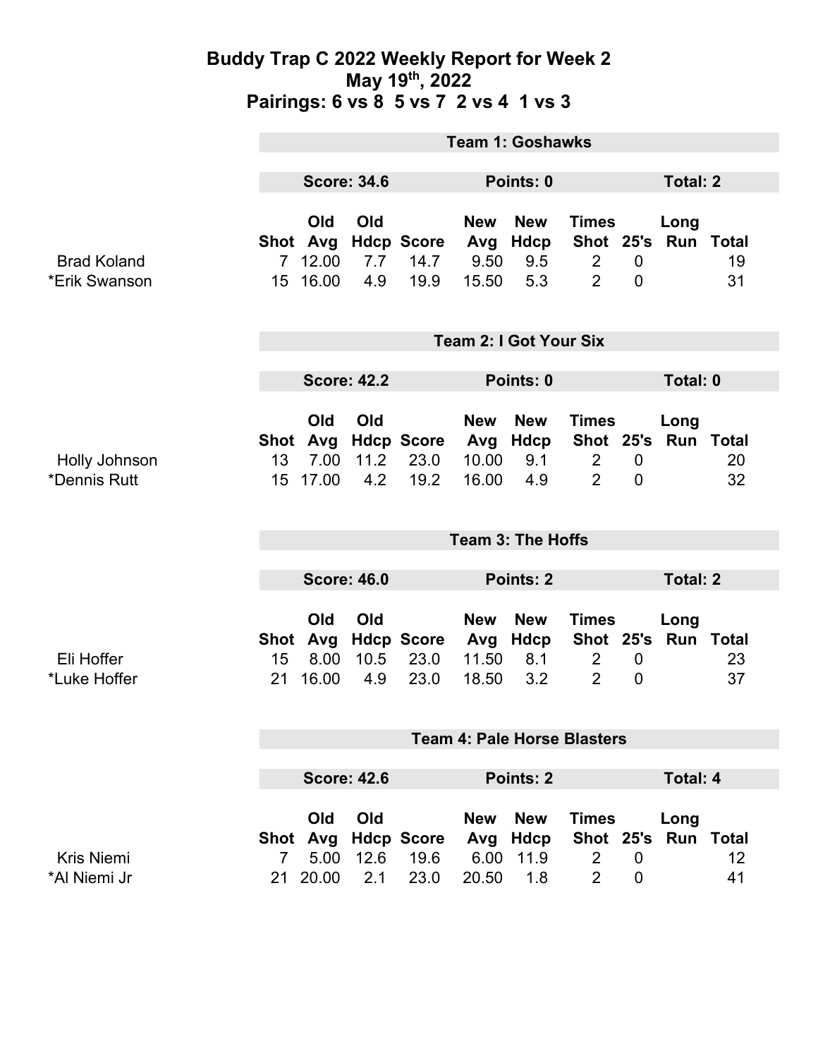# Buddy Trap C 2022 Weekly Report for Week 2
## May 19th, 2022
## Pairings: 6 vs 8 5 vs 7 2 vs 4 1 vs 3

### Team 1: Goshawks

**Score: 34.6** | **Points: 0** | **Total: 2**

| | Shot | Old Avg | Old Hdcp | Score | New Avg | New Hdcp | Times Shot | 25's | Long Run | Total |
|---|---|---|---|---|---|---|---|---|---|---|
| Brad Koland | 7 | 12.00 | 7.7 | 14.7 | 9.50 | 9.5 | 2 | 0 | | 19 |
| *Erik Swanson | 15 | 16.00 | 4.9 | 19.9 | 15.50 | 5.3 | 2 | 0 | | 31 |

### Team 2: I Got Your Six

**Score: 42.2** | **Points: 0** | **Total: 0**

| | Shot | Old Avg | Old Hdcp | Score | New Avg | New Hdcp | Times Shot | 25's | Long Run | Total |
|---|---|---|---|---|---|---|---|---|---|---|
| Holly Johnson | 13 | 7.00 | 11.2 | 23.0 | 10.00 | 9.1 | 2 | 0 | | 20 |
| *Dennis Rutt | 15 | 17.00 | 4.2 | 19.2 | 16.00 | 4.9 | 2 | 0 | | 32 |

### Team 3: The Hoffs

**Score: 46.0** | **Points: 2** | **Total: 2**

| | Shot | Old Avg | Old Hdcp | Score | New Avg | New Hdcp | Times Shot | 25's | Long Run | Total |
|---|---|---|---|---|---|---|---|---|---|---|
| Eli Hoffer | 15 | 8.00 | 10.5 | 23.0 | 11.50 | 8.1 | 2 | 0 | | 23 |
| *Luke Hoffer | 21 | 16.00 | 4.9 | 23.0 | 18.50 | 3.2 | 2 | 0 | | 37 |

### Team 4: Pale Horse Blasters

**Score: 42.6** | **Points: 2** | **Total: 4**

| | Shot | Old Avg | Old Hdcp | Score | New Avg | New Hdcp | Times Shot | 25's | Long Run | Total |
|---|---|---|---|---|---|---|---|---|---|---|
| Kris Niemi | 7 | 5.00 | 12.6 | 19.6 | 6.00 | 11.9 | 2 | 0 | | 12 |
| *Al Niemi Jr | 21 | 20.00 | 2.1 | 23.0 | 20.50 | 1.8 | 2 | 0 | | 41 |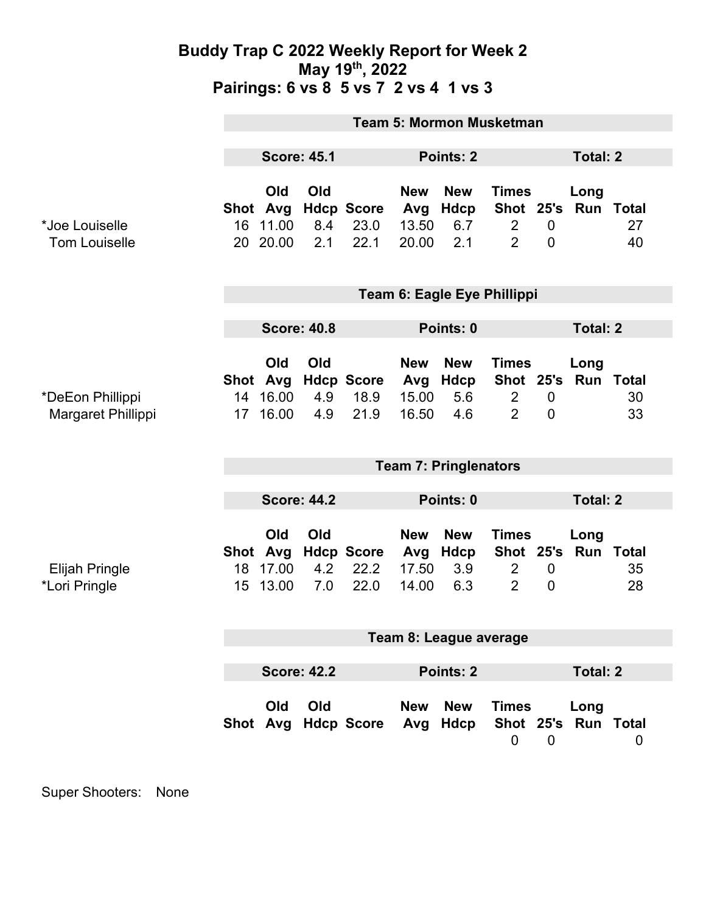# Buddy Trap C 2022 Weekly Report for Week 2
## May 19th, 2022
## Pairings: 6 vs 8 5 vs 7 2 vs 4 1 vs 3

### Team 5: Mormon Musketman

**Score: 45.1** | **Points: 2** | **Total: 2**

| | Shot | Old Avg | Old Hdcp | Score | New Avg | New Hdcp | Times Shot | 25's | Long Run | Total |
|---|---|---|---|---|---|---|---|---|---|---|
| *Joe Louiselle | 16 | 11.00 | 8.4 | 23.0 | 13.50 | 6.7 | 2 | 0 | | 27 |
| Tom Louiselle | 20 | 20.00 | 2.1 | 22.1 | 20.00 | 2.1 | 2 | 0 | | 40 |

### Team 6: Eagle Eye Phillippi

**Score: 40.8** | **Points: 0** | **Total: 2**

| | Shot | Old Avg | Old Hdcp | Score | New Avg | New Hdcp | Times Shot | 25's | Long Run | Total |
|---|---|---|---|---|---|---|---|---|---|---|
| *DeEon Phillippi | 14 | 16.00 | 4.9 | 18.9 | 15.00 | 5.6 | 2 | 0 | | 30 |
| Margaret Phillippi | 17 | 16.00 | 4.9 | 21.9 | 16.50 | 4.6 | 2 | 0 | | 33 |

### Team 7: Pringlenators

**Score: 44.2** | **Points: 0** | **Total: 2**

| | Shot | Old Avg | Old Hdcp | Score | New Avg | New Hdcp | Times Shot | 25's | Long Run | Total |
|---|---|---|---|---|---|---|---|---|---|---|
| Elijah Pringle | 18 | 17.00 | 4.2 | 22.2 | 17.50 | 3.9 | 2 | 0 | | 35 |
| *Lori Pringle | 15 | 13.00 | 7.0 | 22.0 | 14.00 | 6.3 | 2 | 0 | | 28 |

### Team 8: League average

**Score: 42.2** | **Points: 2** | **Total: 2**

| | Shot | Old Avg | Old Hdcp | Score | New Avg | New Hdcp | Times Shot | 25's | Long Run | Total |
|---|---|---|---|---|---|---|---|---|---|---|
| | | | | | | | 0 | 0 | | 0 |

Super Shooters: None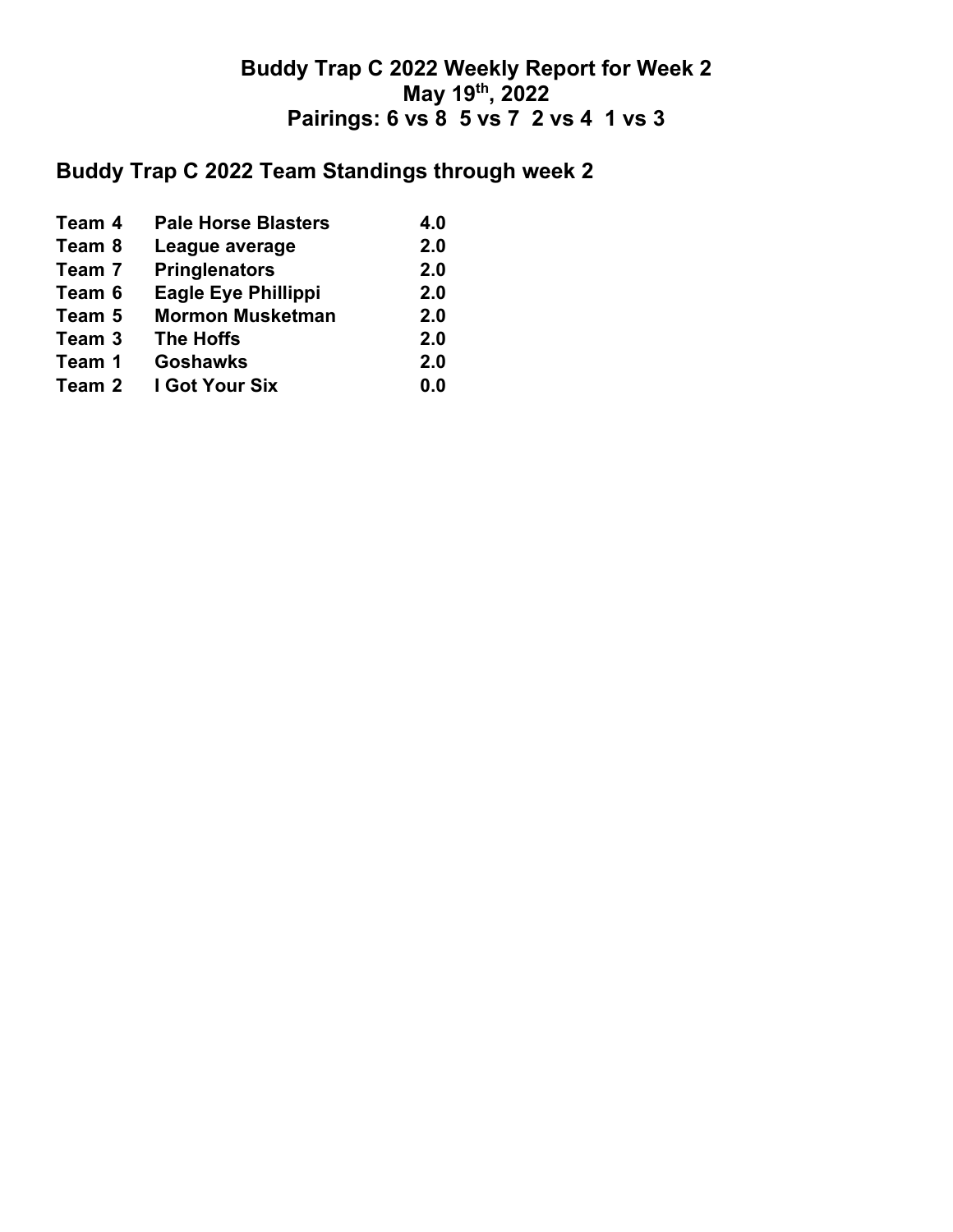# Buddy Trap C 2022 Weekly Report for Week 2

## May 19th, 2022

## Pairings: 6 vs 8  5 vs 7  2 vs 4  1 vs 3

## Buddy Trap C 2022 Team Standings through week 2

| | | |
|---|---|---|
| Team 4 | Pale Horse Blasters | 4.0 |
| Team 8 | League average | 2.0 |
| Team 7 | Pringlenators | 2.0 |
| Team 6 | Eagle Eye Phillippi | 2.0 |
| Team 5 | Mormon Musketman | 2.0 |
| Team 3 | The Hoffs | 2.0 |
| Team 1 | Goshawks | 2.0 |
| Team 2 | I Got Your Six | 0.0 |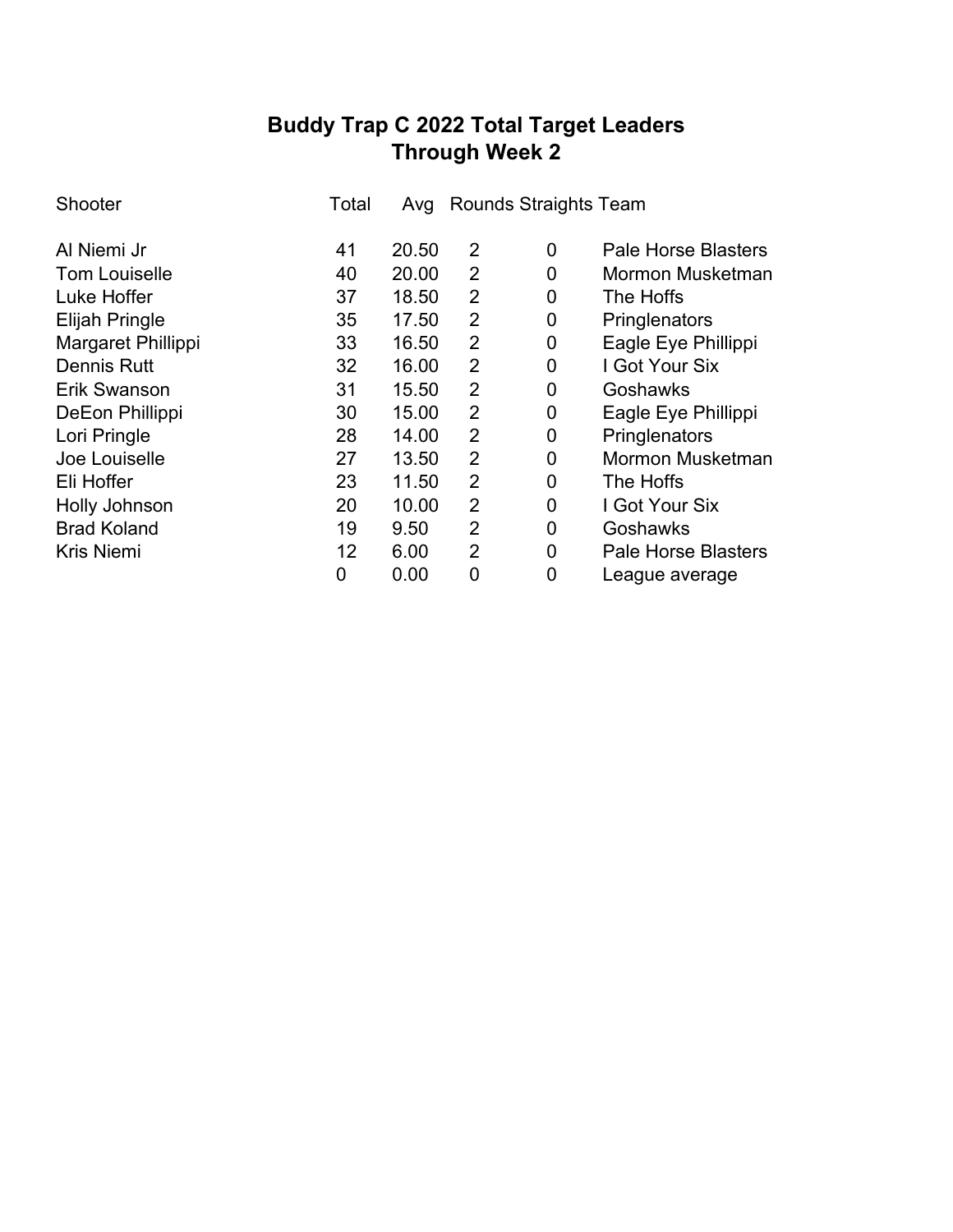# Buddy Trap C 2022 Total Target Leaders
## Through Week 2

| Shooter | Total | Avg | Rounds | Straights | Team |
|---|---|---|---|---|---|
| Al Niemi Jr | 41 | 20.50 | 2 | 0 | Pale Horse Blasters |
| Tom Louiselle | 40 | 20.00 | 2 | 0 | Mormon Musketman |
| Luke Hoffer | 37 | 18.50 | 2 | 0 | The Hoffs |
| Elijah Pringle | 35 | 17.50 | 2 | 0 | Pringlenators |
| Margaret Phillippi | 33 | 16.50 | 2 | 0 | Eagle Eye Phillippi |
| Dennis Rutt | 32 | 16.00 | 2 | 0 | I Got Your Six |
| Erik Swanson | 31 | 15.50 | 2 | 0 | Goshawks |
| DeEon Phillippi | 30 | 15.00 | 2 | 0 | Eagle Eye Phillippi |
| Lori Pringle | 28 | 14.00 | 2 | 0 | Pringlenators |
| Joe Louiselle | 27 | 13.50 | 2 | 0 | Mormon Musketman |
| Eli Hoffer | 23 | 11.50 | 2 | 0 | The Hoffs |
| Holly Johnson | 20 | 10.00 | 2 | 0 | I Got Your Six |
| Brad Koland | 19 | 9.50 | 2 | 0 | Goshawks |
| Kris Niemi | 12 | 6.00 | 2 | 0 | Pale Horse Blasters |
| | 0 | 0.00 | 0 | 0 | League average |